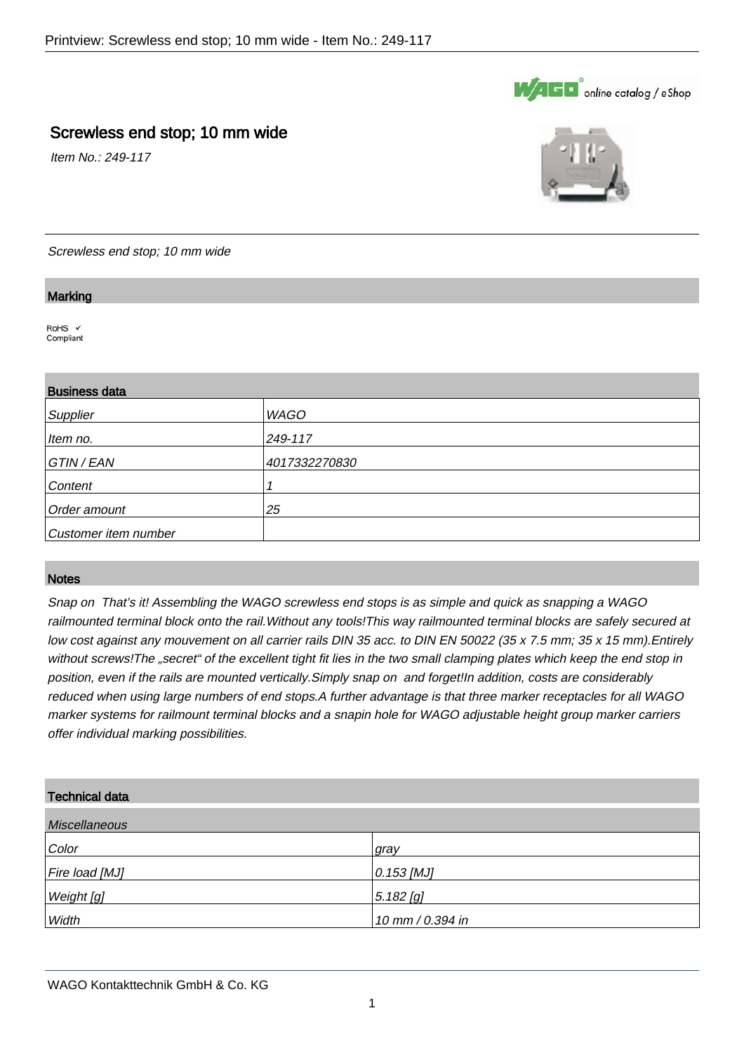# Screwless end stop; 10 mm wide

*Item No.: 249-117*

*Screwless end stop; 10 mm wide*

## Marking

RoHS ✓
Compliant

## Business data

| | |
|---|---|
| *Supplier* | *WAGO* |
| *Item no.* | *249-117* |
| *GTIN / EAN* | *4017332270830* |
| *Content* | *1* |
| *Order amount* | *25* |
| *Customer item number* | |

## Notes

*Snap on  That's it! Assembling the WAGO screwless end stops is as simple and quick as snapping a WAGO railmounted terminal block onto the rail.Without any tools!This way railmounted terminal blocks are safely secured at low cost against any mouvement on all carrier rails DIN 35 acc. to DIN EN 50022 (35 x 7.5 mm; 35 x 15 mm).Entirely without screws!The „secret" of the excellent tight fit lies in the two small clamping plates which keep the end stop in position, even if the rails are mounted vertically.Simply snap on  and forget!In addition, costs are considerably reduced when using large numbers of end stops.A further advantage is that three marker receptacles for all WAGO marker systems for railmount terminal blocks and a snapin hole for WAGO adjustable height group marker carriers offer individual marking possibilities.*

## Technical data

| *Miscellaneous* | |
|---|---|
| *Color* | *gray* |
| *Fire load [MJ]* | *0.153 [MJ]* |
| *Weight [g]* | *5.182 [g]* |
| *Width* | *10 mm / 0.394 in* |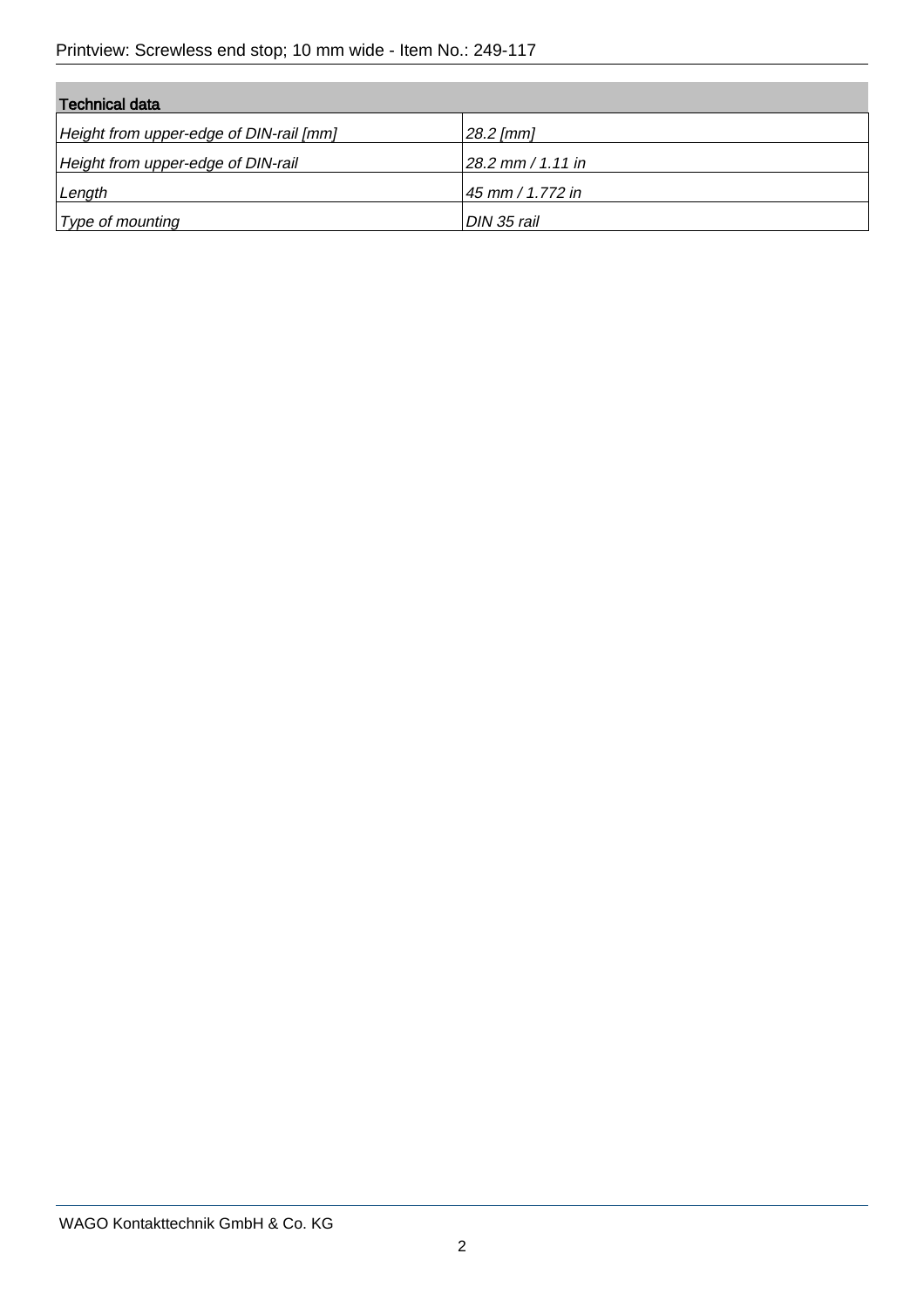| Technical data | |
|---|---|
| *Height from upper-edge of DIN-rail [mm]* | *28.2 [mm]* |
| *Height from upper-edge of DIN-rail* | *28.2 mm / 1.11 in* |
| *Length* | *45 mm / 1.772 in* |
| *Type of mounting* | *DIN 35 rail* |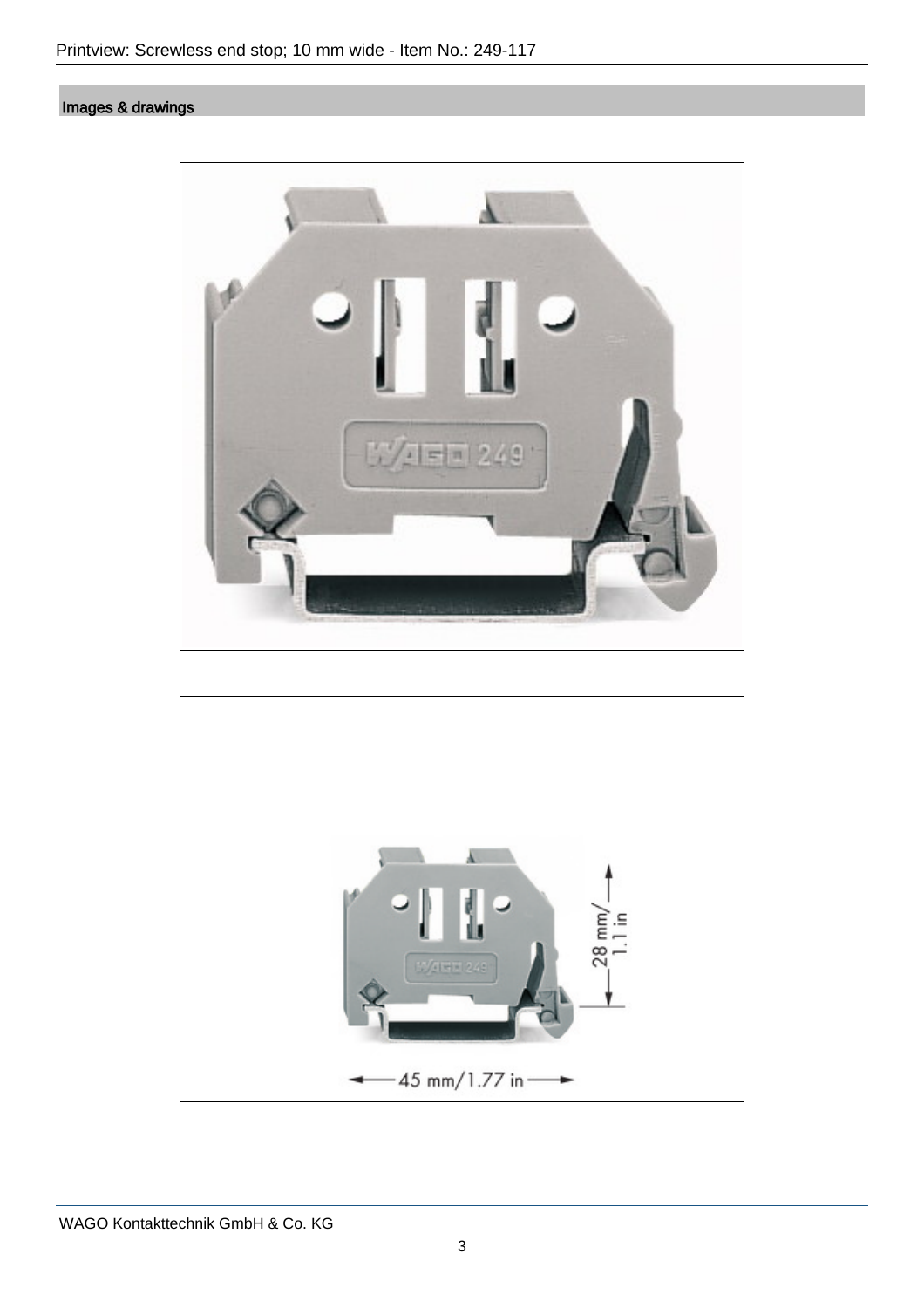## Images & drawings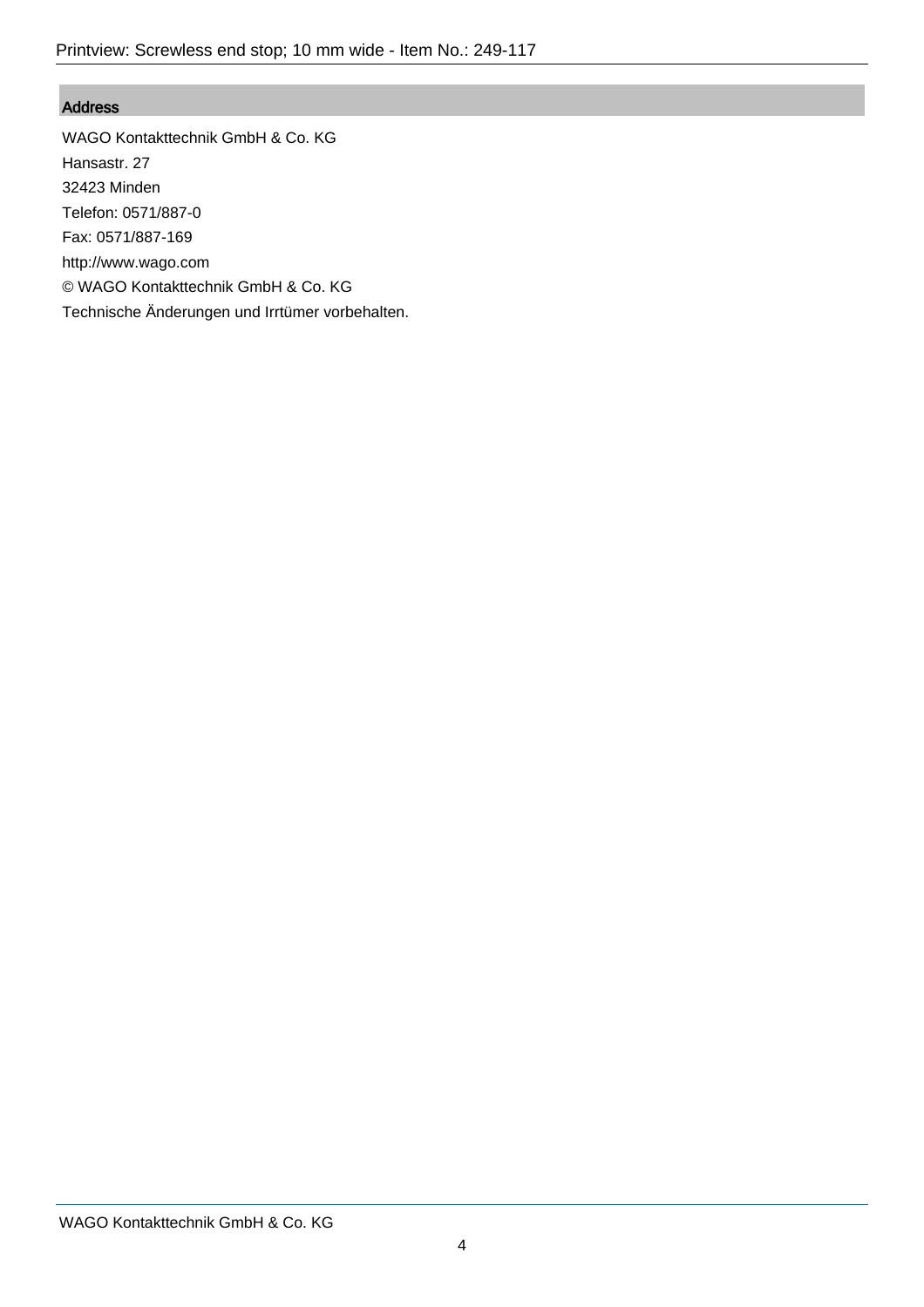## Address

WAGO Kontakttechnik GmbH & Co. KG

Hansastr. 27

32423 Minden

Telefon: 0571/887-0

Fax: 0571/887-169

http://www.wago.com

© WAGO Kontakttechnik GmbH & Co. KG

Technische Änderungen und Irrtümer vorbehalten.